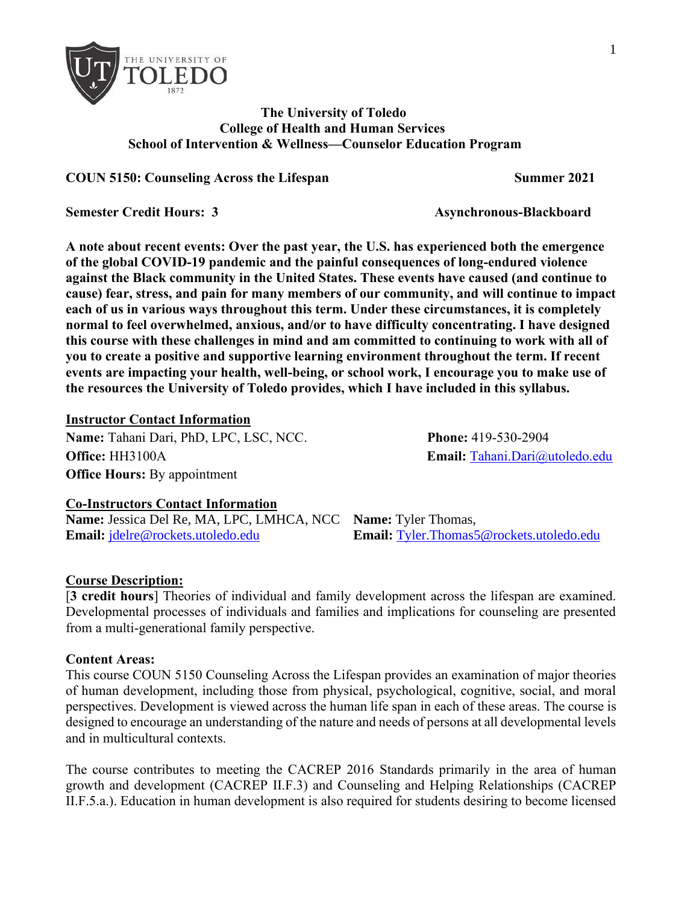**The University of Toledo**
**College of Health and Human Services**
**School of Intervention & Wellness—Counselor Education Program**

**COUN 5150: Counseling Across the Lifespan** **Summer 2021**

**Semester Credit Hours: 3** **Asynchronous-Blackboard**

**A note about recent events: Over the past year, the U.S. has experienced both the emergence of the global COVID-19 pandemic and the painful consequences of long-endured violence against the Black community in the United States. These events have caused (and continue to cause) fear, stress, and pain for many members of our community, and will continue to impact each of us in various ways throughout this term. Under these circumstances, it is completely normal to feel overwhelmed, anxious, and/or to have difficulty concentrating. I have designed this course with these challenges in mind and am committed to continuing to work with all of you to create a positive and supportive learning environment throughout the term. If recent events are impacting your health, well-being, or school work, I encourage you to make use of the resources the University of Toledo provides, which I have included in this syllabus.**

## Instructor Contact Information

**Name:** Tahani Dari, PhD, LPC, LSC, NCC.
**Office:** HH3100A
**Office Hours:** By appointment
**Phone:** 419-530-2904
**Email:** Tahani.Dari@utoledo.edu

## Co-Instructors Contact Information

**Name:** Jessica Del Re, MA, LPC, LMHCA, NCC
**Email:** jdelre@rockets.utoledo.edu

**Name:** Tyler Thomas,
**Email:** Tyler.Thomas5@rockets.utoledo.edu

## Course Description:

[**3 credit hours**] Theories of individual and family development across the lifespan are examined. Developmental processes of individuals and families and implications for counseling are presented from a multi-generational family perspective.

### Content Areas:

This course COUN 5150 Counseling Across the Lifespan provides an examination of major theories of human development, including those from physical, psychological, cognitive, social, and moral perspectives. Development is viewed across the human life span in each of these areas. The course is designed to encourage an understanding of the nature and needs of persons at all developmental levels and in multicultural contexts.

The course contributes to meeting the CACREP 2016 Standards primarily in the area of human growth and development (CACREP II.F.3) and Counseling and Helping Relationships (CACREP II.F.5.a.). Education in human development is also required for students desiring to become licensed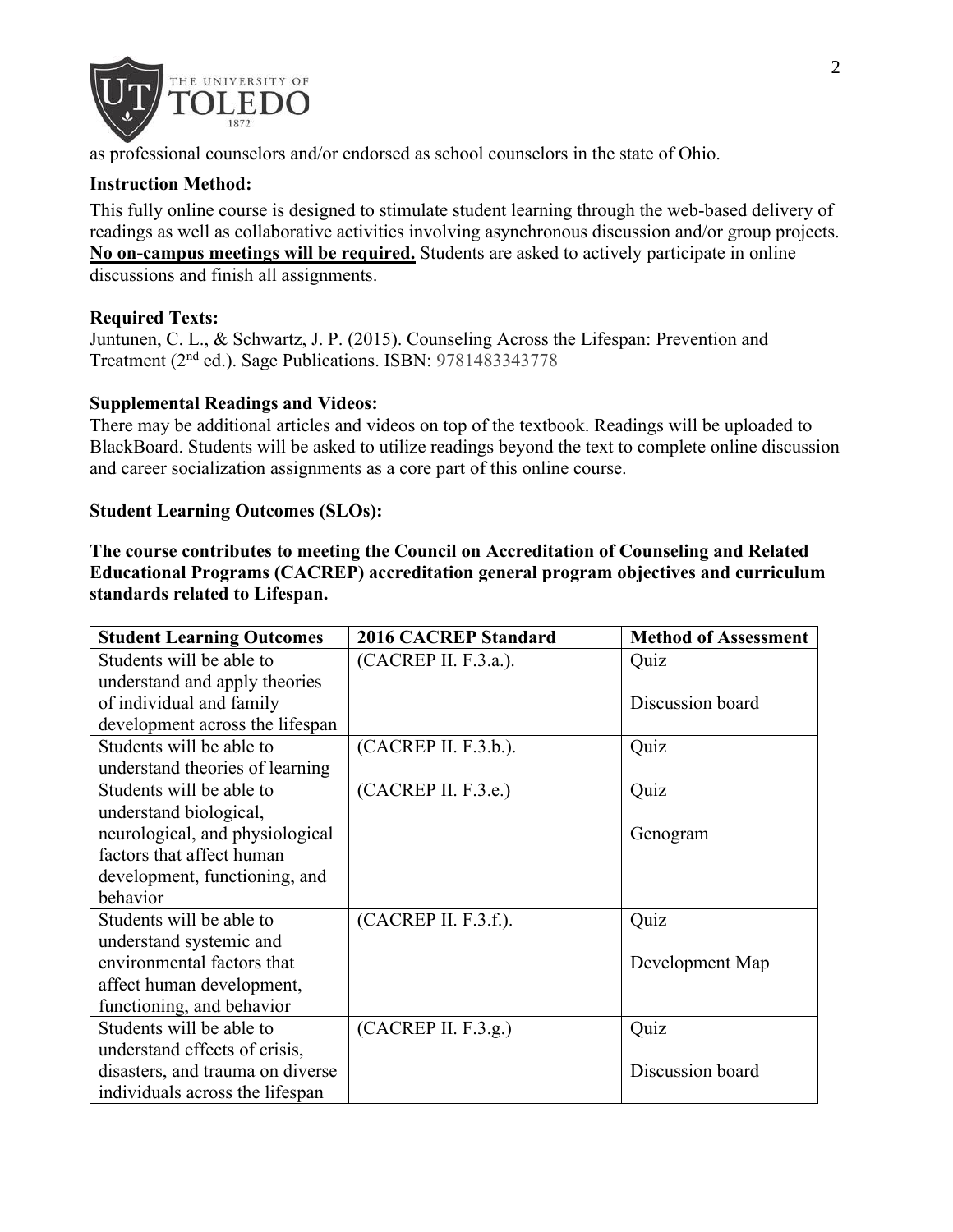as professional counselors and/or endorsed as school counselors in the state of Ohio.

**Instruction Method:**

This fully online course is designed to stimulate student learning through the web-based delivery of readings as well as collaborative activities involving asynchronous discussion and/or group projects. **No on-campus meetings will be required.** Students are asked to actively participate in online discussions and finish all assignments.

**Required Texts:**

Juntunen, C. L., & Schwartz, J. P. (2015). Counseling Across the Lifespan: Prevention and Treatment (2nd ed.). Sage Publications. ISBN: 9781483343778

**Supplemental Readings and Videos:**

There may be additional articles and videos on top of the textbook. Readings will be uploaded to BlackBoard. Students will be asked to utilize readings beyond the text to complete online discussion and career socialization assignments as a core part of this online course.

**Student Learning Outcomes (SLOs):**

**The course contributes to meeting the Council on Accreditation of Counseling and Related Educational Programs (CACREP) accreditation general program objectives and curriculum standards related to Lifespan.**

| Student Learning Outcomes | 2016 CACREP Standard | Method of Assessment |
|---|---|---|
| Students will be able to understand and apply theories of individual and family development across the lifespan | (CACREP II. F.3.a.). | Quiz<br><br>Discussion board |
| Students will be able to understand theories of learning | (CACREP II. F.3.b.). | Quiz |
| Students will be able to understand biological, neurological, and physiological factors that affect human development, functioning, and behavior | (CACREP II. F.3.e.) | Quiz<br><br>Genogram |
| Students will be able to understand systemic and environmental factors that affect human development, functioning, and behavior | (CACREP II. F.3.f.). | Quiz<br><br>Development Map |
| Students will be able to understand effects of crisis, disasters, and trauma on diverse individuals across the lifespan | (CACREP II. F.3.g.) | Quiz<br><br>Discussion board |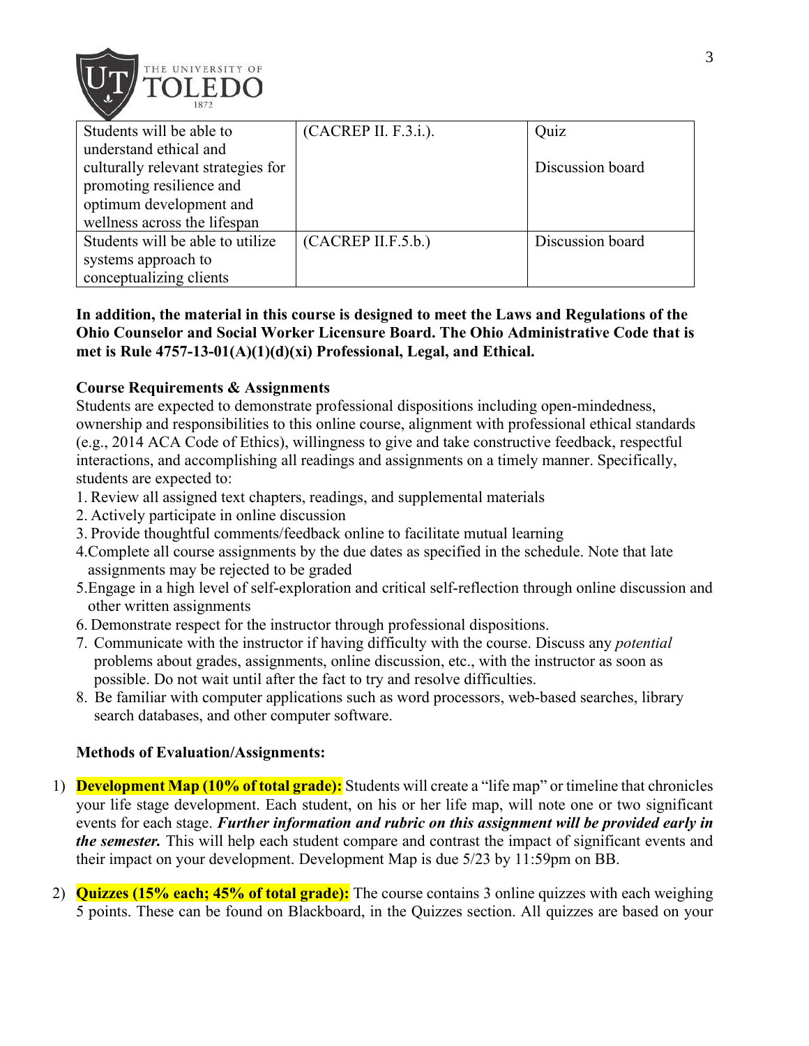| Students will be able to understand ethical and culturally relevant strategies for promoting resilience and optimum development and wellness across the lifespan | (CACREP II. F.3.i.). | Quiz<br><br>Discussion board |
| --- | --- | --- |
| Students will be able to utilize systems approach to conceptualizing clients | (CACREP II.F.5.b.) | Discussion board |

**In addition, the material in this course is designed to meet the Laws and Regulations of the Ohio Counselor and Social Worker Licensure Board. The Ohio Administrative Code that is met is Rule 4757-13-01(A)(1)(d)(xi) Professional, Legal, and Ethical.**

**Course Requirements & Assignments**

Students are expected to demonstrate professional dispositions including open-mindedness, ownership and responsibilities to this online course, alignment with professional ethical standards (e.g., 2014 ACA Code of Ethics), willingness to give and take constructive feedback, respectful interactions, and accomplishing all readings and assignments on a timely manner. Specifically, students are expected to:

1. Review all assigned text chapters, readings, and supplemental materials
2. Actively participate in online discussion
3. Provide thoughtful comments/feedback online to facilitate mutual learning
4. Complete all course assignments by the due dates as specified in the schedule. Note that late assignments may be rejected to be graded
5. Engage in a high level of self-exploration and critical self-reflection through online discussion and other written assignments
6. Demonstrate respect for the instructor through professional dispositions.
7. Communicate with the instructor if having difficulty with the course. Discuss any *potential* problems about grades, assignments, online discussion, etc., with the instructor as soon as possible. Do not wait until after the fact to try and resolve difficulties.
8. Be familiar with computer applications such as word processors, web-based searches, library search databases, and other computer software.

**Methods of Evaluation/Assignments:**

1) **Development Map (10% of total grade):** Students will create a "life map" or timeline that chronicles your life stage development. Each student, on his or her life map, will note one or two significant events for each stage. ***Further information and rubric on this assignment will be provided early in the semester.*** This will help each student compare and contrast the impact of significant events and their impact on your development. Development Map is due 5/23 by 11:59pm on BB.

2) **Quizzes (15% each; 45% of total grade):** The course contains 3 online quizzes with each weighing 5 points. These can be found on Blackboard, in the Quizzes section. All quizzes are based on your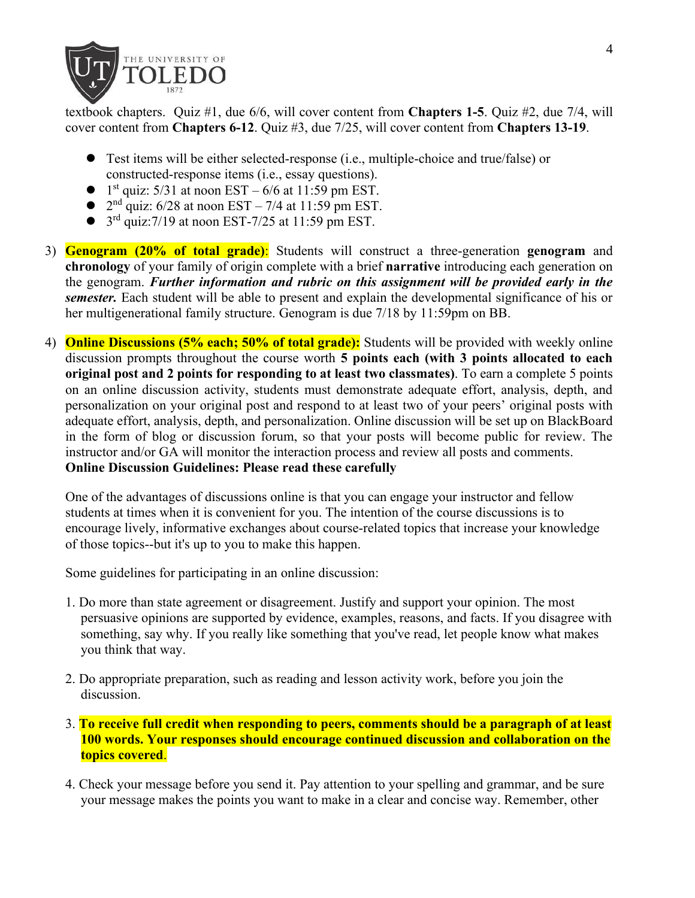textbook chapters. Quiz #1, due 6/6, will cover content from **Chapters 1-5**. Quiz #2, due 7/4, will cover content from **Chapters 6-12**. Quiz #3, due 7/25, will cover content from **Chapters 13-19**.

- Test items will be either selected-response (i.e., multiple-choice and true/false) or constructed-response items (i.e., essay questions).
- 1st quiz: 5/31 at noon EST – 6/6 at 11:59 pm EST.
- 2nd quiz: 6/28 at noon EST – 7/4 at 11:59 pm EST.
- 3rd quiz:7/19 at noon EST-7/25 at 11:59 pm EST.

3) **Genogram (20% of total grade)**: Students will construct a three-generation **genogram** and **chronology** of your family of origin complete with a brief **narrative** introducing each generation on the genogram. ***Further information and rubric on this assignment will be provided early in the semester.*** Each student will be able to present and explain the developmental significance of his or her multigenerational family structure. Genogram is due 7/18 by 11:59pm on BB.

4) **Online Discussions (5% each; 50% of total grade):** Students will be provided with weekly online discussion prompts throughout the course worth **5 points each (with 3 points allocated to each original post and 2 points for responding to at least two classmates)**. To earn a complete 5 points on an online discussion activity, students must demonstrate adequate effort, analysis, depth, and personalization on your original post and respond to at least two of your peers' original posts with adequate effort, analysis, depth, and personalization. Online discussion will be set up on BlackBoard in the form of blog or discussion forum, so that your posts will become public for review. The instructor and/or GA will monitor the interaction process and review all posts and comments.
**Online Discussion Guidelines: Please read these carefully**

One of the advantages of discussions online is that you can engage your instructor and fellow students at times when it is convenient for you. The intention of the course discussions is to encourage lively, informative exchanges about course-related topics that increase your knowledge of those topics--but it's up to you to make this happen.

Some guidelines for participating in an online discussion:

1. Do more than state agreement or disagreement. Justify and support your opinion. The most persuasive opinions are supported by evidence, examples, reasons, and facts. If you disagree with something, say why. If you really like something that you've read, let people know what makes you think that way.

2. Do appropriate preparation, such as reading and lesson activity work, before you join the discussion.

3. **To receive full credit when responding to peers, comments should be a paragraph of at least 100 words. Your responses should encourage continued discussion and collaboration on the topics covered**.

4. Check your message before you send it. Pay attention to your spelling and grammar, and be sure your message makes the points you want to make in a clear and concise way. Remember, other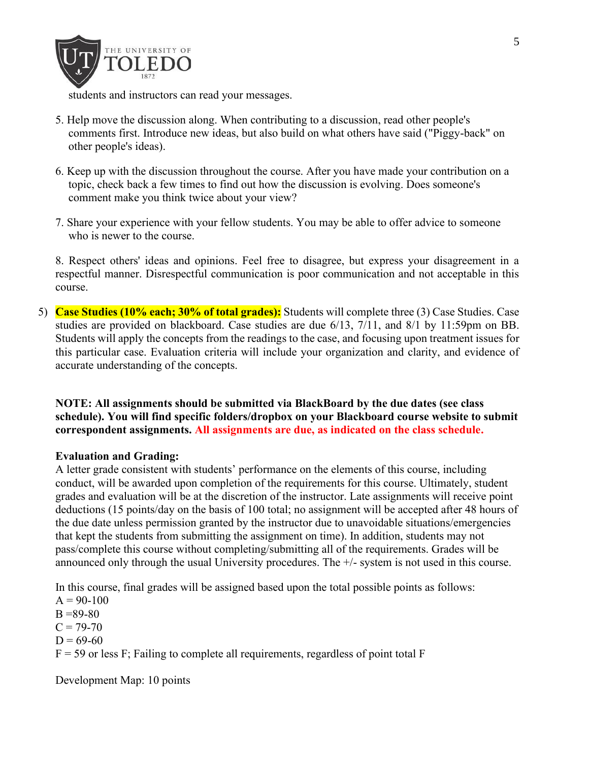students and instructors can read your messages.

5. Help move the discussion along. When contributing to a discussion, read other people's comments first. Introduce new ideas, but also build on what others have said ("Piggy-back" on other people's ideas).

6. Keep up with the discussion throughout the course. After you have made your contribution on a topic, check back a few times to find out how the discussion is evolving. Does someone's comment make you think twice about your view?

7. Share your experience with your fellow students. You may be able to offer advice to someone who is newer to the course.

8. Respect others' ideas and opinions. Feel free to disagree, but express your disagreement in a respectful manner. Disrespectful communication is poor communication and not acceptable in this course.

5) **Case Studies (10% each; 30% of total grades):** Students will complete three (3) Case Studies. Case studies are provided on blackboard. Case studies are due 6/13, 7/11, and 8/1 by 11:59pm on BB. Students will apply the concepts from the readings to the case, and focusing upon treatment issues for this particular case. Evaluation criteria will include your organization and clarity, and evidence of accurate understanding of the concepts.

**NOTE: All assignments should be submitted via BlackBoard by the due dates (see class schedule). You will find specific folders/dropbox on your Blackboard course website to submit correspondent assignments. All assignments are due, as indicated on the class schedule.**

**Evaluation and Grading:**
A letter grade consistent with students' performance on the elements of this course, including conduct, will be awarded upon completion of the requirements for this course. Ultimately, student grades and evaluation will be at the discretion of the instructor. Late assignments will receive point deductions (15 points/day on the basis of 100 total; no assignment will be accepted after 48 hours of the due date unless permission granted by the instructor due to unavoidable situations/emergencies that kept the students from submitting the assignment on time). In addition, students may not pass/complete this course without completing/submitting all of the requirements. Grades will be announced only through the usual University procedures. The +/- system is not used in this course.

In this course, final grades will be assigned based upon the total possible points as follows:
A = 90-100
B =89-80
C = 79-70
D = 69-60
F = 59 or less F; Failing to complete all requirements, regardless of point total F

Development Map: 10 points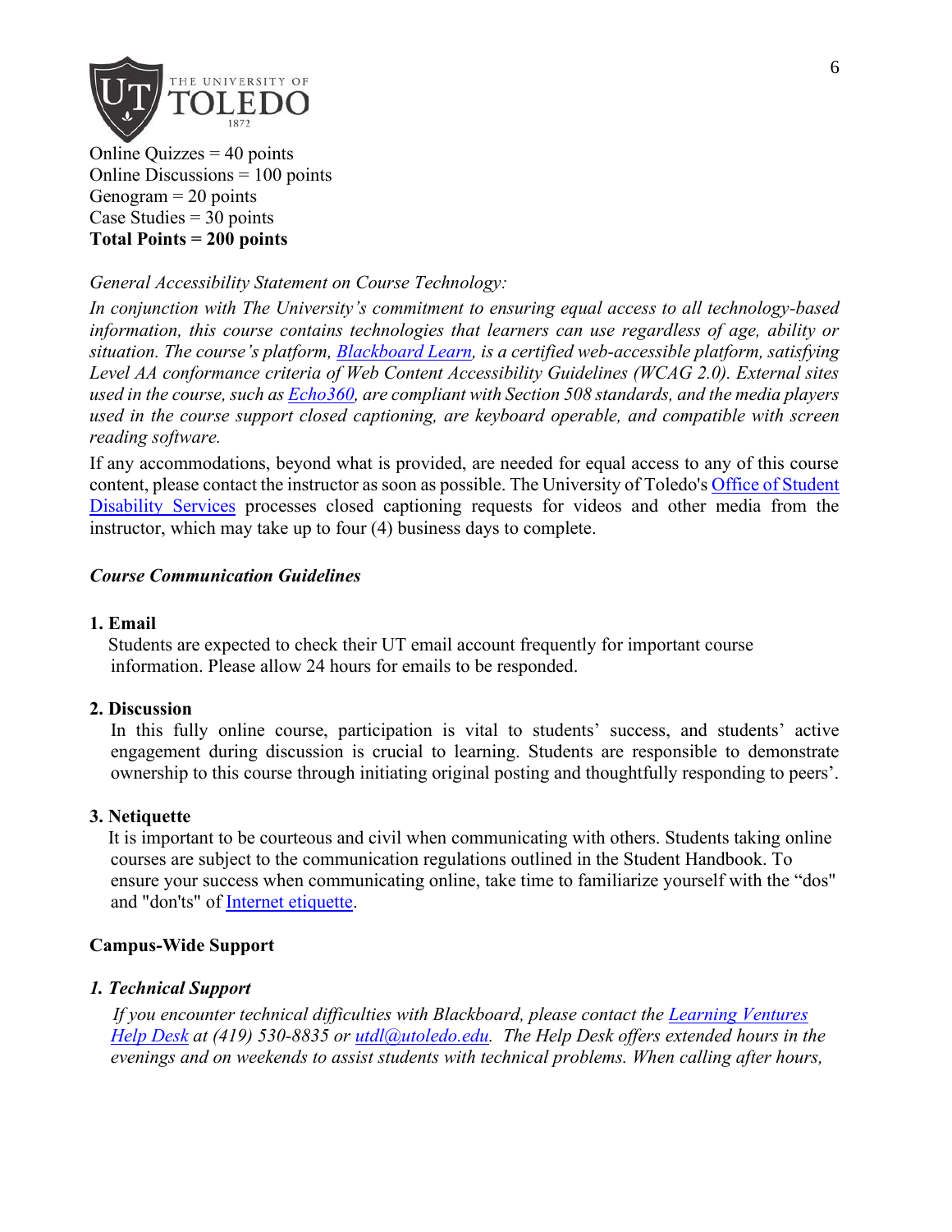Online Quizzes = 40 points
Online Discussions = 100 points
Genogram = 20 points
Case Studies = 30 points
**Total Points = 200 points**

*General Accessibility Statement on Course Technology:*

*In conjunction with The University's commitment to ensuring equal access to all technology-based information, this course contains technologies that learners can use regardless of age, ability or situation. The course's platform, Blackboard Learn, is a certified web-accessible platform, satisfying Level AA conformance criteria of Web Content Accessibility Guidelines (WCAG 2.0). External sites used in the course, such as Echo360, are compliant with Section 508 standards, and the media players used in the course support closed captioning, are keyboard operable, and compatible with screen reading software.*

If any accommodations, beyond what is provided, are needed for equal access to any of this course content, please contact the instructor as soon as possible. The University of Toledo's Office of Student Disability Services processes closed captioning requests for videos and other media from the instructor, which may take up to four (4) business days to complete.

***Course Communication Guidelines***

**1. Email**

Students are expected to check their UT email account frequently for important course information. Please allow 24 hours for emails to be responded.

**2. Discussion**

In this fully online course, participation is vital to students' success, and students' active engagement during discussion is crucial to learning. Students are responsible to demonstrate ownership to this course through initiating original posting and thoughtfully responding to peers'.

**3. Netiquette**

It is important to be courteous and civil when communicating with others. Students taking online courses are subject to the communication regulations outlined in the Student Handbook. To ensure your success when communicating online, take time to familiarize yourself with the "dos" and "don'ts" of Internet etiquette.

**Campus-Wide Support**

***1. Technical Support***

*If you encounter technical difficulties with Blackboard, please contact the Learning Ventures Help Desk at (419) 530-8835 or utdl@utoledo.edu. The Help Desk offers extended hours in the evenings and on weekends to assist students with technical problems. When calling after hours,*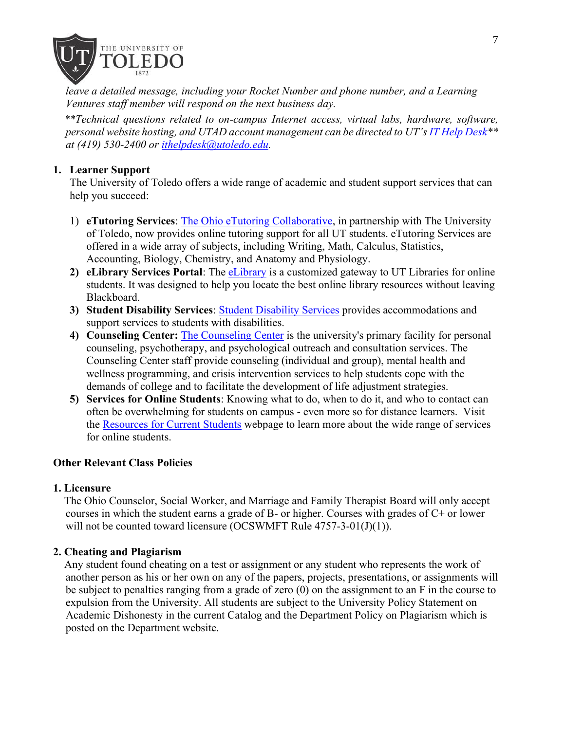*leave a detailed message, including your Rocket Number and phone number, and a Learning Ventures staff member will respond on the next business day.*

*\*\*Technical questions related to on-campus Internet access, virtual labs, hardware, software, personal website hosting, and UTAD account management can be directed to UT's IT Help Desk\*\* at (419) 530-2400 or ithelpdesk@utoledo.edu.*

**1. Learner Support**

The University of Toledo offers a wide range of academic and student support services that can help you succeed:

1) **eTutoring Services**: The Ohio eTutoring Collaborative, in partnership with The University of Toledo, now provides online tutoring support for all UT students. eTutoring Services are offered in a wide array of subjects, including Writing, Math, Calculus, Statistics, Accounting, Biology, Chemistry, and Anatomy and Physiology.
2) **eLibrary Services Portal**: The eLibrary is a customized gateway to UT Libraries for online students. It was designed to help you locate the best online library resources without leaving Blackboard.
3) **Student Disability Services**: Student Disability Services provides accommodations and support services to students with disabilities.
4) **Counseling Center:** The Counseling Center is the university's primary facility for personal counseling, psychotherapy, and psychological outreach and consultation services. The Counseling Center staff provide counseling (individual and group), mental health and wellness programming, and crisis intervention services to help students cope with the demands of college and to facilitate the development of life adjustment strategies.
5) **Services for Online Students**: Knowing what to do, when to do it, and who to contact can often be overwhelming for students on campus - even more so for distance learners. Visit the Resources for Current Students webpage to learn more about the wide range of services for online students.

**Other Relevant Class Policies**

**1. Licensure**

The Ohio Counselor, Social Worker, and Marriage and Family Therapist Board will only accept courses in which the student earns a grade of B- or higher. Courses with grades of C+ or lower will not be counted toward licensure (OCSWMFT Rule 4757-3-01(J)(1)).

**2. Cheating and Plagiarism**

Any student found cheating on a test or assignment or any student who represents the work of another person as his or her own on any of the papers, projects, presentations, or assignments will be subject to penalties ranging from a grade of zero (0) on the assignment to an F in the course to expulsion from the University. All students are subject to the University Policy Statement on Academic Dishonesty in the current Catalog and the Department Policy on Plagiarism which is posted on the Department website.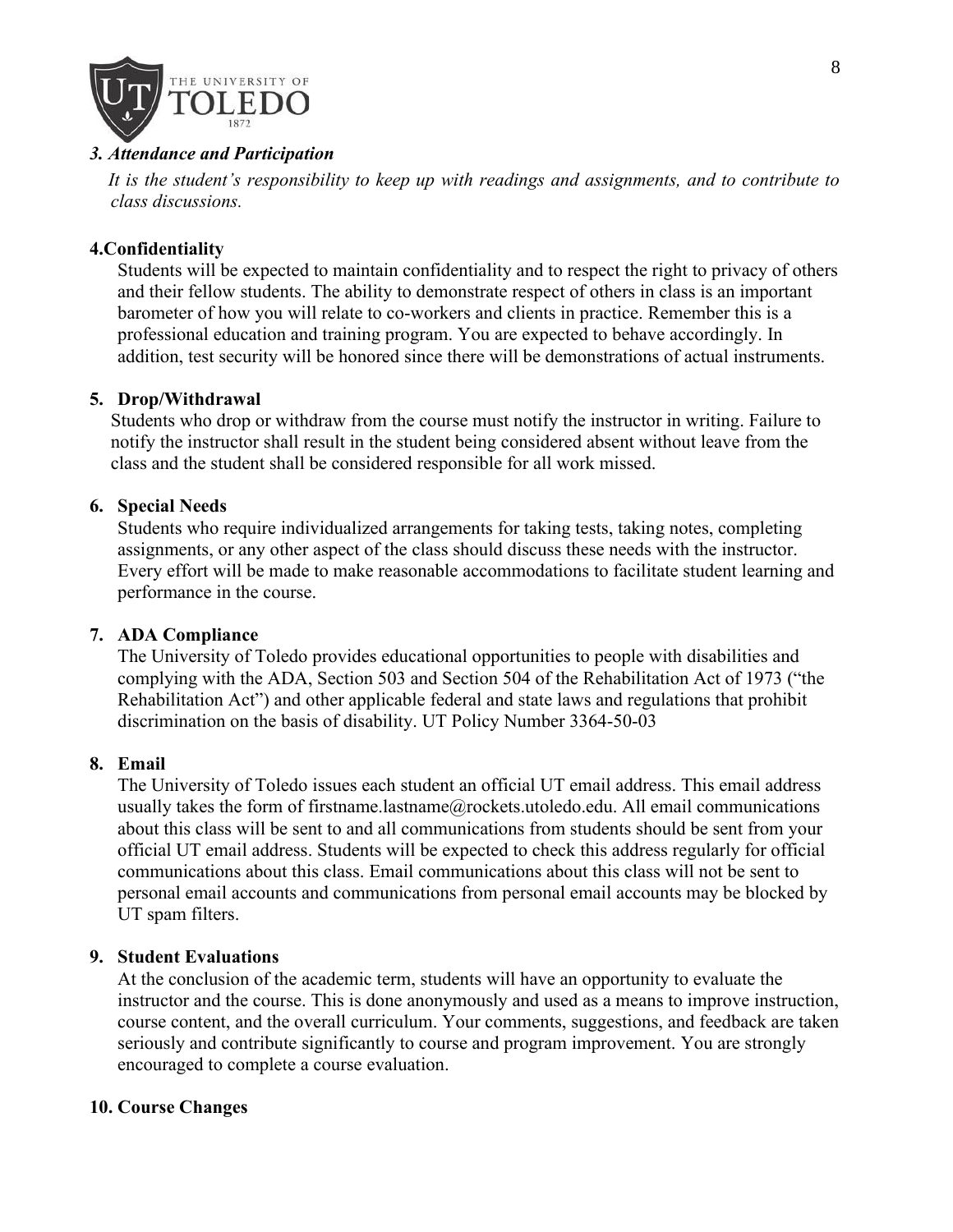### *3. Attendance and Participation*

*It is the student's responsibility to keep up with readings and assignments, and to contribute to class discussions.*

### 4. Confidentiality

Students will be expected to maintain confidentiality and to respect the right to privacy of others and their fellow students. The ability to demonstrate respect of others in class is an important barometer of how you will relate to co-workers and clients in practice. Remember this is a professional education and training program. You are expected to behave accordingly. In addition, test security will be honored since there will be demonstrations of actual instruments.

### 5. Drop/Withdrawal

Students who drop or withdraw from the course must notify the instructor in writing. Failure to notify the instructor shall result in the student being considered absent without leave from the class and the student shall be considered responsible for all work missed.

### 6. Special Needs

Students who require individualized arrangements for taking tests, taking notes, completing assignments, or any other aspect of the class should discuss these needs with the instructor. Every effort will be made to make reasonable accommodations to facilitate student learning and performance in the course.

### 7. ADA Compliance

The University of Toledo provides educational opportunities to people with disabilities and complying with the ADA, Section 503 and Section 504 of the Rehabilitation Act of 1973 ("the Rehabilitation Act") and other applicable federal and state laws and regulations that prohibit discrimination on the basis of disability. UT Policy Number 3364-50-03

### 8. Email

The University of Toledo issues each student an official UT email address. This email address usually takes the form of firstname.lastname@rockets.utoledo.edu. All email communications about this class will be sent to and all communications from students should be sent from your official UT email address. Students will be expected to check this address regularly for official communications about this class. Email communications about this class will not be sent to personal email accounts and communications from personal email accounts may be blocked by UT spam filters.

### 9. Student Evaluations

At the conclusion of the academic term, students will have an opportunity to evaluate the instructor and the course. This is done anonymously and used as a means to improve instruction, course content, and the overall curriculum. Your comments, suggestions, and feedback are taken seriously and contribute significantly to course and program improvement. You are strongly encouraged to complete a course evaluation.

### 10. Course Changes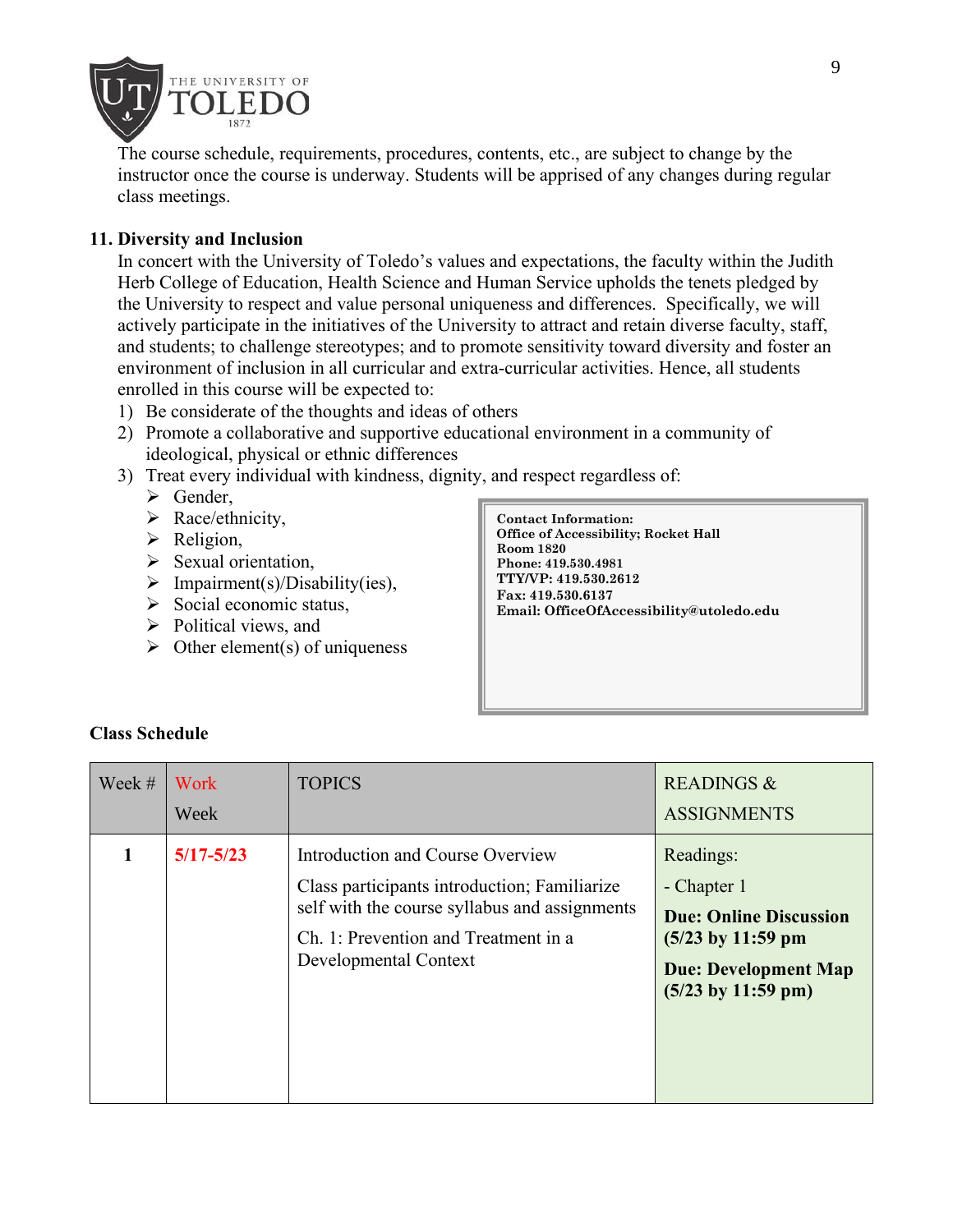The course schedule, requirements, procedures, contents, etc., are subject to change by the instructor once the course is underway. Students will be apprised of any changes during regular class meetings.

**11. Diversity and Inclusion**

In concert with the University of Toledo's values and expectations, the faculty within the Judith Herb College of Education, Health Science and Human Service upholds the tenets pledged by the University to respect and value personal uniqueness and differences. Specifically, we will actively participate in the initiatives of the University to attract and retain diverse faculty, staff, and students; to challenge stereotypes; and to promote sensitivity toward diversity and foster an environment of inclusion in all curricular and extra-curricular activities. Hence, all students enrolled in this course will be expected to:

1) Be considerate of the thoughts and ideas of others
2) Promote a collaborative and supportive educational environment in a community of ideological, physical or ethnic differences
3) Treat every individual with kindness, dignity, and respect regardless of:
   - Gender,
   - Race/ethnicity,
   - Religion,
   - Sexual orientation,
   - Impairment(s)/Disability(ies),
   - Social economic status,
   - Political views, and
   - Other element(s) of uniqueness

**Contact Information:**
**Office of Accessibility; Rocket Hall**
**Room 1820**
**Phone: 419.530.4981**
**TTY/VP: 419.530.2612**
**Fax: 419.530.6137**
**Email: OfficeOfAccessibility@utoledo.edu**

**Class Schedule**

| Week # | Work Week | TOPICS | READINGS & ASSIGNMENTS |
|---|---|---|---|
| **1** | **5/17-5/23** | Introduction and Course Overview<br>Class participants introduction; Familiarize self with the course syllabus and assignments<br>Ch. 1: Prevention and Treatment in a Developmental Context | Readings:<br>- Chapter 1<br>**Due: Online Discussion (5/23 by 11:59 pm**<br>**Due: Development Map (5/23 by 11:59 pm)** |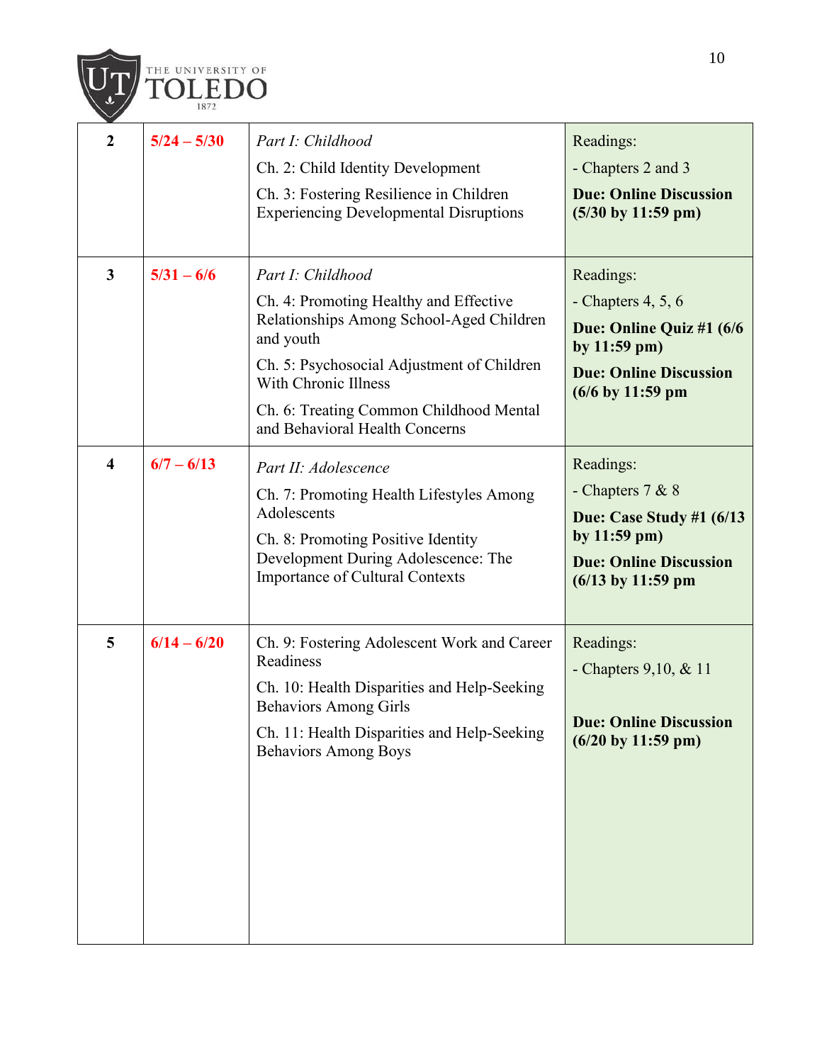| 2 | 5/24 – 5/30 | *Part I: Childhood*<br>Ch. 2: Child Identity Development<br>Ch. 3: Fostering Resilience in Children Experiencing Developmental Disruptions | Readings:<br>- Chapters 2 and 3<br>**Due: Online Discussion (5/30 by 11:59 pm)** |
|---|---|---|---|
| 3 | 5/31 – 6/6 | *Part I: Childhood*<br>Ch. 4: Promoting Healthy and Effective Relationships Among School-Aged Children and youth<br>Ch. 5: Psychosocial Adjustment of Children With Chronic Illness<br>Ch. 6: Treating Common Childhood Mental and Behavioral Health Concerns | Readings:<br>- Chapters 4, 5, 6<br>**Due: Online Quiz #1 (6/6 by 11:59 pm)**<br>**Due: Online Discussion (6/6 by 11:59 pm** |
| 4 | 6/7 – 6/13 | *Part II: Adolescence*<br>Ch. 7: Promoting Health Lifestyles Among Adolescents<br>Ch. 8: Promoting Positive Identity Development During Adolescence: The Importance of Cultural Contexts | Readings:<br>- Chapters 7 & 8<br>**Due: Case Study #1 (6/13 by 11:59 pm)**<br>**Due: Online Discussion (6/13 by 11:59 pm** |
| 5 | 6/14 – 6/20 | Ch. 9: Fostering Adolescent Work and Career Readiness<br>Ch. 10: Health Disparities and Help-Seeking Behaviors Among Girls<br>Ch. 11: Health Disparities and Help-Seeking Behaviors Among Boys | Readings:<br>- Chapters 9,10, & 11<br>**Due: Online Discussion (6/20 by 11:59 pm)** |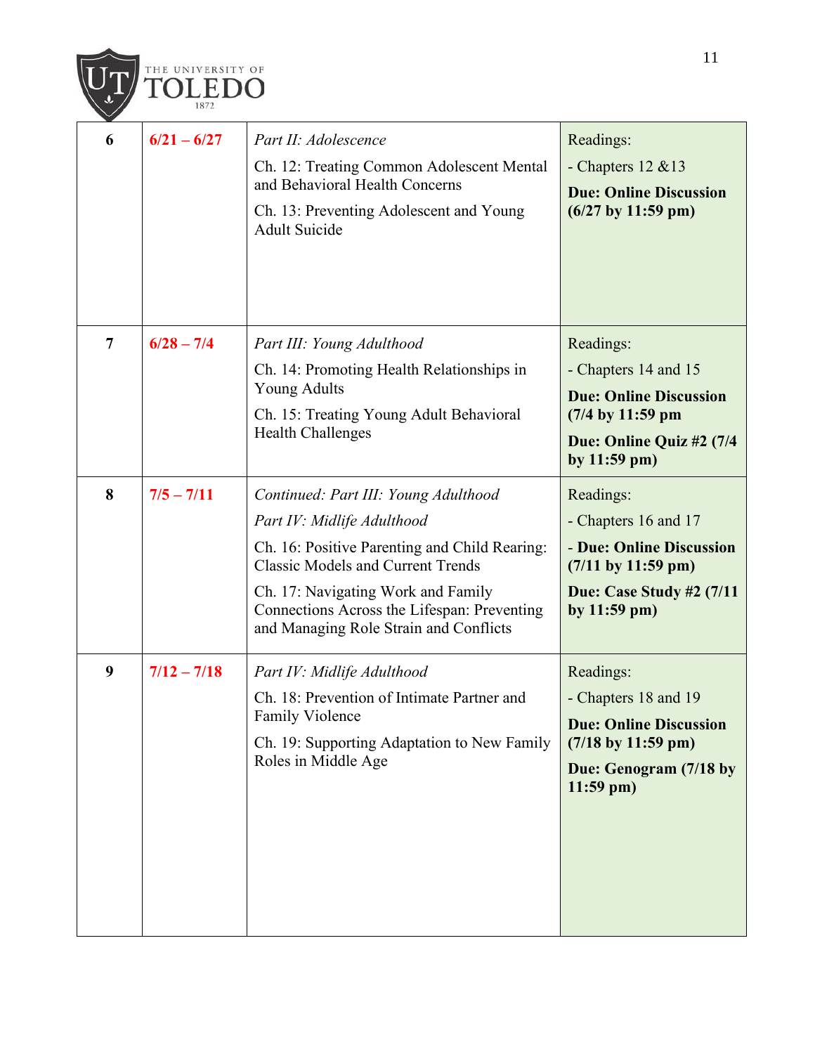| 6 | **6/21 – 6/27** | *Part II: Adolescence*<br>Ch. 12: Treating Common Adolescent Mental and Behavioral Health Concerns<br>Ch. 13: Preventing Adolescent and Young Adult Suicide | Readings:<br>- Chapters 12 &13<br>**Due: Online Discussion (6/27 by 11:59 pm)** |
|---|---|---|---|
| 7 | **6/28 – 7/4** | *Part III: Young Adulthood*<br>Ch. 14: Promoting Health Relationships in Young Adults<br>Ch. 15: Treating Young Adult Behavioral Health Challenges | Readings:<br>- Chapters 14 and 15<br>**Due: Online Discussion (7/4 by 11:59 pm**<br>**Due: Online Quiz #2 (7/4 by 11:59 pm)** |
| 8 | **7/5 – 7/11** | *Continued: Part III: Young Adulthood*<br>*Part IV: Midlife Adulthood*<br>Ch. 16: Positive Parenting and Child Rearing: Classic Models and Current Trends<br>Ch. 17: Navigating Work and Family Connections Across the Lifespan: Preventing and Managing Role Strain and Conflicts | Readings:<br>- Chapters 16 and 17<br>- **Due: Online Discussion (7/11 by 11:59 pm)**<br>**Due: Case Study #2 (7/11 by 11:59 pm)** |
| 9 | **7/12 – 7/18** | *Part IV: Midlife Adulthood*<br>Ch. 18: Prevention of Intimate Partner and Family Violence<br>Ch. 19: Supporting Adaptation to New Family Roles in Middle Age | Readings:<br>- Chapters 18 and 19<br>**Due: Online Discussion (7/18 by 11:59 pm)**<br>**Due: Genogram (7/18 by 11:59 pm)** |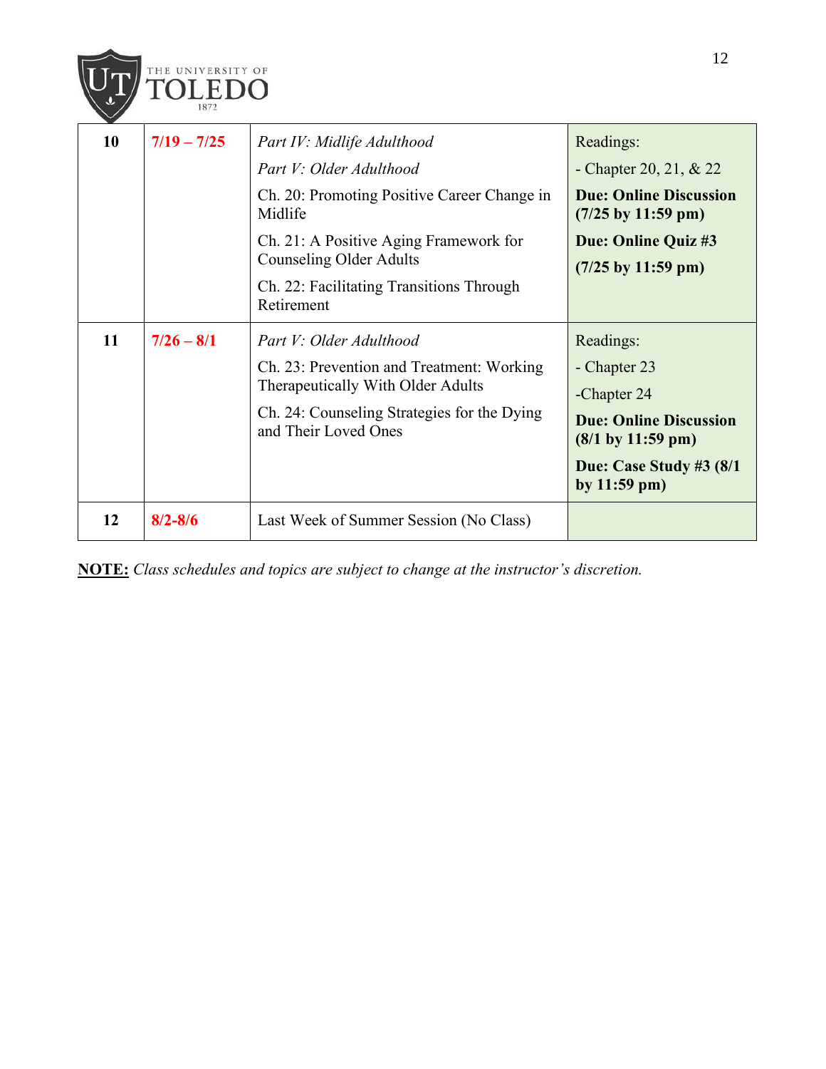| | | | |
|---|---|---|---|
| **10** | **7/19 – 7/25** | *Part IV: Midlife Adulthood*<br>*Part V: Older Adulthood*<br>Ch. 20: Promoting Positive Career Change in Midlife<br>Ch. 21: A Positive Aging Framework for Counseling Older Adults<br>Ch. 22: Facilitating Transitions Through Retirement | Readings:<br>- Chapter 20, 21, & 22<br>**Due: Online Discussion (7/25 by 11:59 pm)**<br>**Due: Online Quiz #3**<br>**(7/25 by 11:59 pm)** |
| **11** | **7/26 – 8/1** | *Part V: Older Adulthood*<br>Ch. 23: Prevention and Treatment: Working Therapeutically With Older Adults<br>Ch. 24: Counseling Strategies for the Dying and Their Loved Ones | Readings:<br>- Chapter 23<br>-Chapter 24<br>**Due: Online Discussion (8/1 by 11:59 pm)**<br>**Due: Case Study #3 (8/1 by 11:59 pm)** |
| **12** | **8/2-8/6** | Last Week of Summer Session (No Class) | |

**NOTE:** *Class schedules and topics are subject to change at the instructor's discretion.*